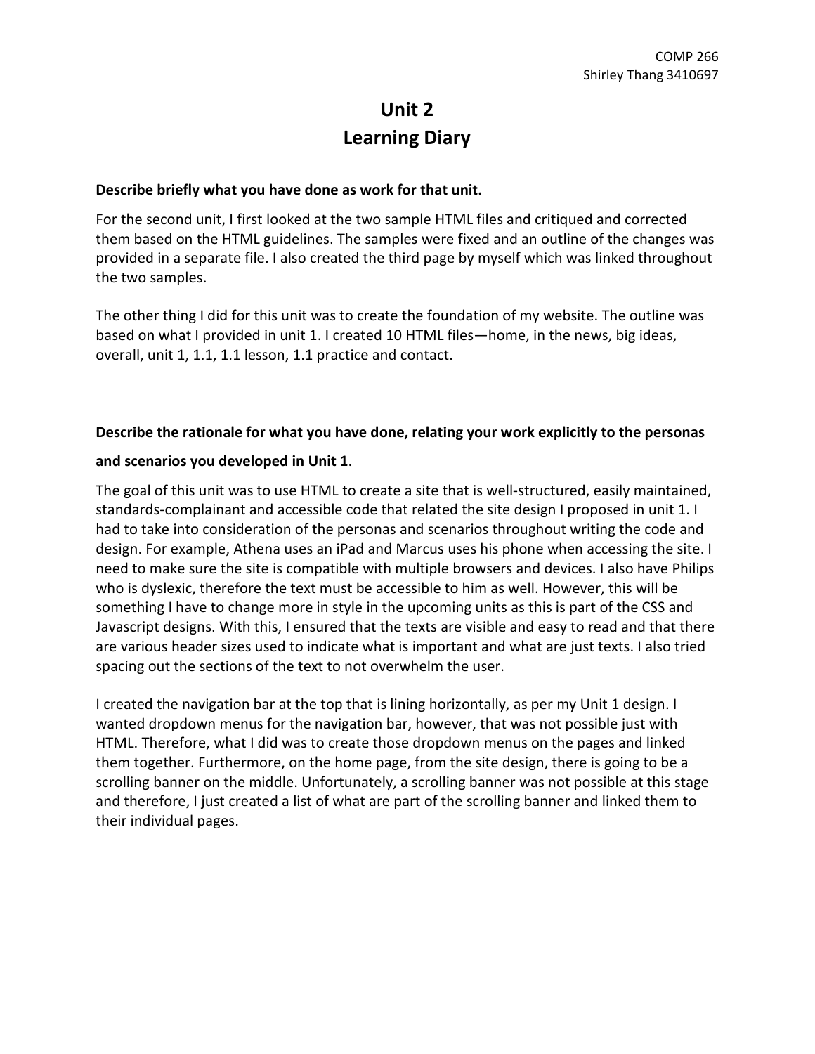COMP 266
Shirley Thang 3410697

# Unit 2
# Learning Diary

**Describe briefly what you have done as work for that unit.**

For the second unit, I first looked at the two sample HTML files and critiqued and corrected them based on the HTML guidelines. The samples were fixed and an outline of the changes was provided in a separate file. I also created the third page by myself which was linked throughout the two samples.

The other thing I did for this unit was to create the foundation of my website. The outline was based on what I provided in unit 1. I created 10 HTML files—home, in the news, big ideas, overall, unit 1, 1.1, 1.1 lesson, 1.1 practice and contact.

**Describe the rationale for what you have done, relating your work explicitly to the personas and scenarios you developed in Unit 1**.

The goal of this unit was to use HTML to create a site that is well-structured, easily maintained, standards-complainant and accessible code that related the site design I proposed in unit 1. I had to take into consideration of the personas and scenarios throughout writing the code and design. For example, Athena uses an iPad and Marcus uses his phone when accessing the site. I need to make sure the site is compatible with multiple browsers and devices. I also have Philips who is dyslexic, therefore the text must be accessible to him as well. However, this will be something I have to change more in style in the upcoming units as this is part of the CSS and Javascript designs. With this, I ensured that the texts are visible and easy to read and that there are various header sizes used to indicate what is important and what are just texts. I also tried spacing out the sections of the text to not overwhelm the user.

I created the navigation bar at the top that is lining horizontally, as per my Unit 1 design. I wanted dropdown menus for the navigation bar, however, that was not possible just with HTML. Therefore, what I did was to create those dropdown menus on the pages and linked them together. Furthermore, on the home page, from the site design, there is going to be a scrolling banner on the middle. Unfortunately, a scrolling banner was not possible at this stage and therefore, I just created a list of what are part of the scrolling banner and linked them to their individual pages.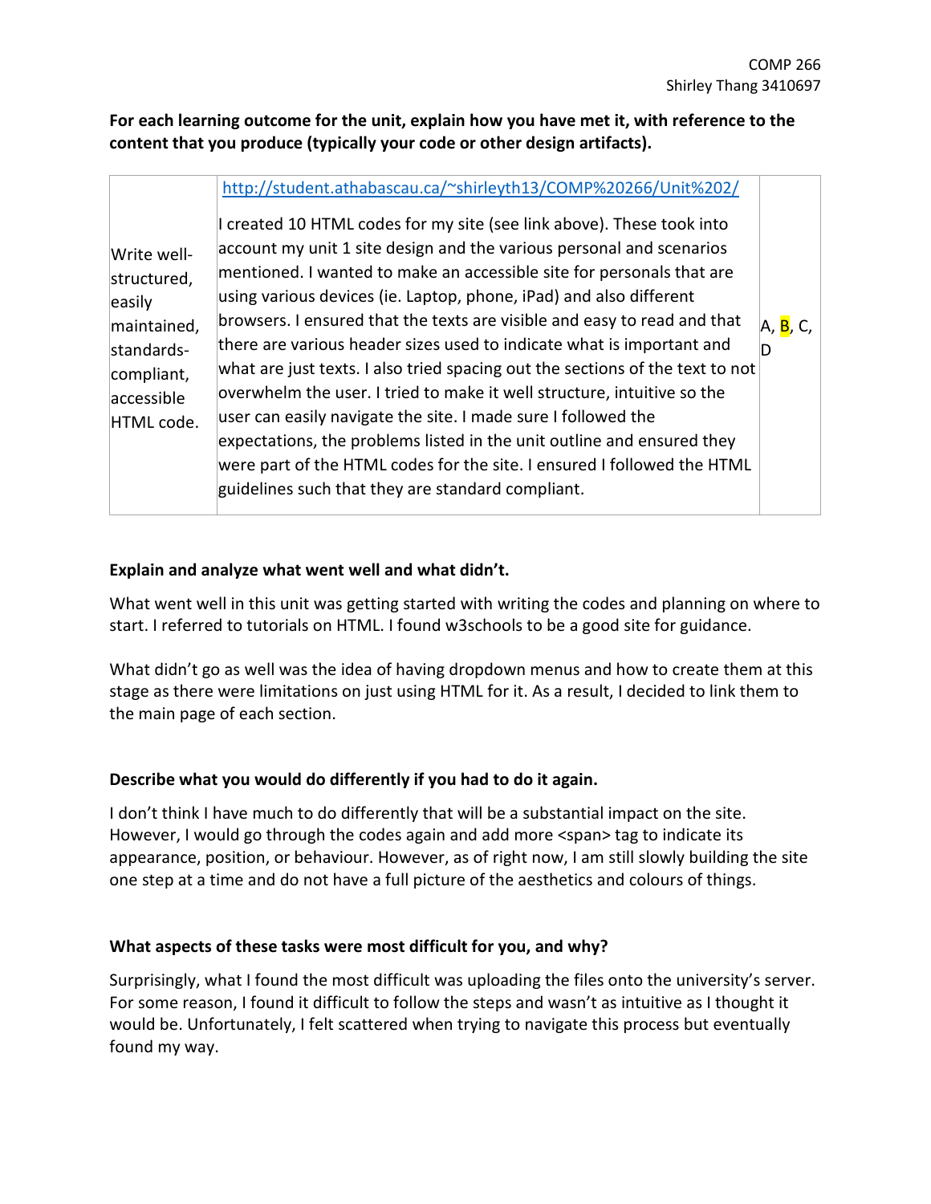**For each learning outcome for the unit, explain how you have met it, with reference to the content that you produce (typically your code or other design artifacts).**

| | | |
|---|---|---|
| Write well-structured, easily maintained, standards-compliant, accessible HTML code. | http://student.athabascau.ca/~shirleyth13/COMP%20266/Unit%202/<br><br>I created 10 HTML codes for my site (see link above). These took into account my unit 1 site design and the various personal and scenarios mentioned. I wanted to make an accessible site for personals that are using various devices (ie. Laptop, phone, iPad) and also different browsers. I ensured that the texts are visible and easy to read and that there are various header sizes used to indicate what is important and what are just texts. I also tried spacing out the sections of the text to not overwhelm the user. I tried to make it well structure, intuitive so the user can easily navigate the site. I made sure I followed the expectations, the problems listed in the unit outline and ensured they were part of the HTML codes for the site. I ensured I followed the HTML guidelines such that they are standard compliant. | A, B, C, D |

**Explain and analyze what went well and what didn't.**

What went well in this unit was getting started with writing the codes and planning on where to start. I referred to tutorials on HTML. I found w3schools to be a good site for guidance.

What didn't go as well was the idea of having dropdown menus and how to create them at this stage as there were limitations on just using HTML for it. As a result, I decided to link them to the main page of each section.

**Describe what you would do differently if you had to do it again.**

I don't think I have much to do differently that will be a substantial impact on the site. However, I would go through the codes again and add more <span> tag to indicate its appearance, position, or behaviour. However, as of right now, I am still slowly building the site one step at a time and do not have a full picture of the aesthetics and colours of things.

**What aspects of these tasks were most difficult for you, and why?**

Surprisingly, what I found the most difficult was uploading the files onto the university's server. For some reason, I found it difficult to follow the steps and wasn't as intuitive as I thought it would be. Unfortunately, I felt scattered when trying to navigate this process but eventually found my way.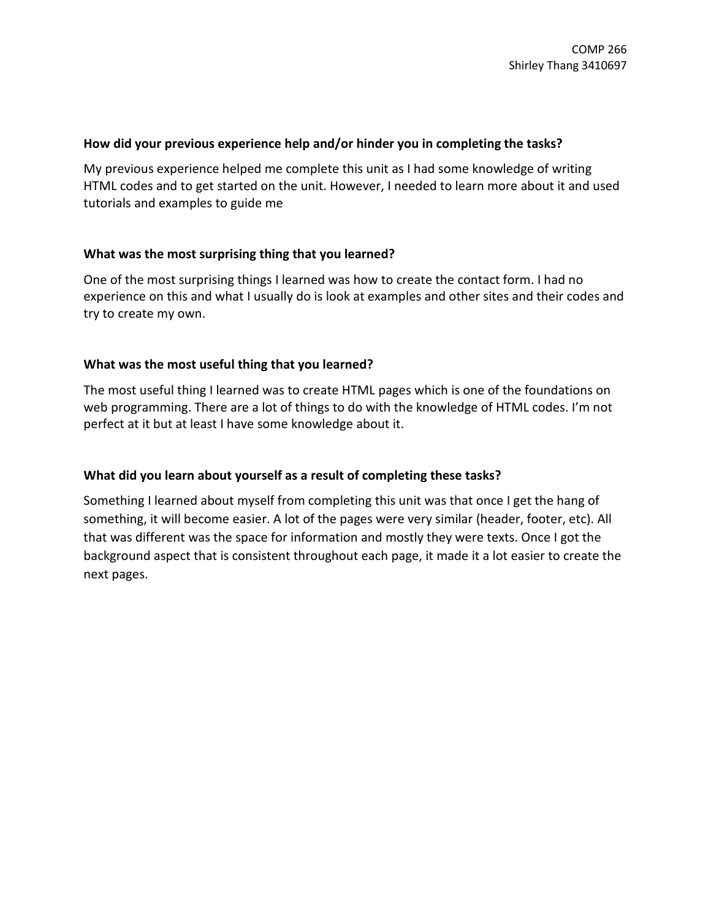COMP 266
Shirley Thang 3410697

**How did your previous experience help and/or hinder you in completing the tasks?**

My previous experience helped me complete this unit as I had some knowledge of writing HTML codes and to get started on the unit. However, I needed to learn more about it and used tutorials and examples to guide me

**What was the most surprising thing that you learned?**

One of the most surprising things I learned was how to create the contact form. I had no experience on this and what I usually do is look at examples and other sites and their codes and try to create my own.

**What was the most useful thing that you learned?**

The most useful thing I learned was to create HTML pages which is one of the foundations on web programming. There are a lot of things to do with the knowledge of HTML codes. I'm not perfect at it but at least I have some knowledge about it.

**What did you learn about yourself as a result of completing these tasks?**

Something I learned about myself from completing this unit was that once I get the hang of something, it will become easier. A lot of the pages were very similar (header, footer, etc). All that was different was the space for information and mostly they were texts. Once I got the background aspect that is consistent throughout each page, it made it a lot easier to create the next pages.